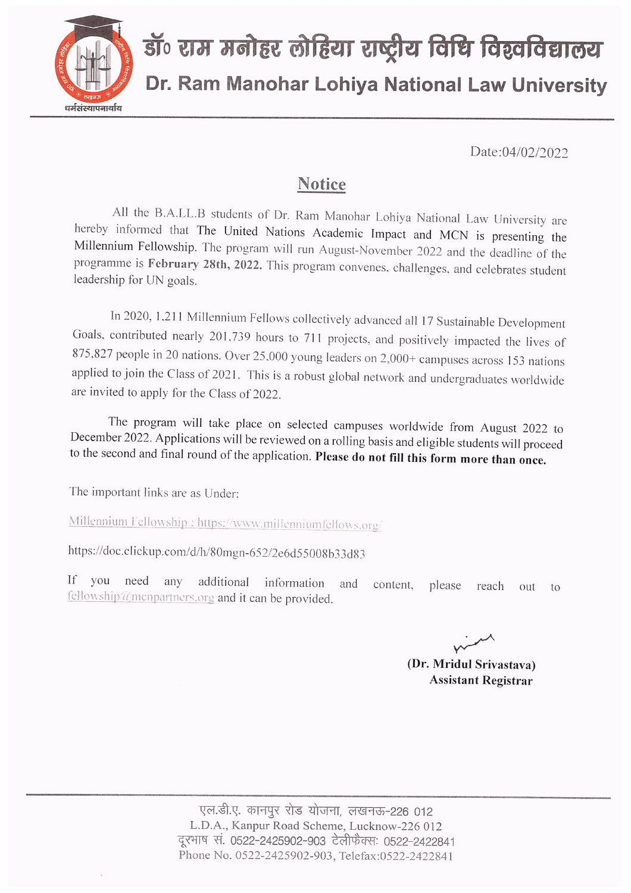# डॉ० राम मनोहर लोहिया राष्ट्रीय विधि विश्वविद्यालय

# Dr. Ram Manohar Lohiya National Law University

धर्मसंस्थापनार्थाय

Date:04/02/2022

## Notice

All the B.A.LL.B students of Dr. Ram Manohar Lohiya National Law University are hereby informed that The United Nations Academic Impact and MCN is presenting the Millennium Fellowship. The program will run August-November 2022 and the deadline of the programme is **February 28th, 2022.** This program convenes, challenges, and celebrates student leadership for UN goals.

In 2020, 1,211 Millennium Fellows collectively advanced all 17 Sustainable Development Goals, contributed nearly 201,739 hours to 711 projects, and positively impacted the lives of 875,827 people in 20 nations. Over 25,000 young leaders on 2,000+ campuses across 153 nations applied to join the Class of 2021. This is a robust global network and undergraduates worldwide are invited to apply for the Class of 2022.

The program will take place on selected campuses worldwide from August 2022 to December 2022. Applications will be reviewed on a rolling basis and eligible students will proceed to the second and final round of the application. **Please do not fill this form more than once.**

The important links are as Under:

Millennium Fellowship : https://www.millenniumfellows.org/

https://doc.clickup.com/d/h/80mgn-652/2e6d55008b33d83

If you need any additional information and content, please reach out to fellowship@mcnpartners.org and it can be provided.

**(Dr. Mridul Srivastava)**
**Assistant Registrar**

एल.डी.ए. कानपुर रोड योजना, लखनऊ-226 012
L.D.A., Kanpur Road Scheme, Lucknow-226 012
दूरभाष सं. 0522-2425902-903 टेलीफैक्स: 0522-2422841
Phone No. 0522-2425902-903, Telefax:0522-2422841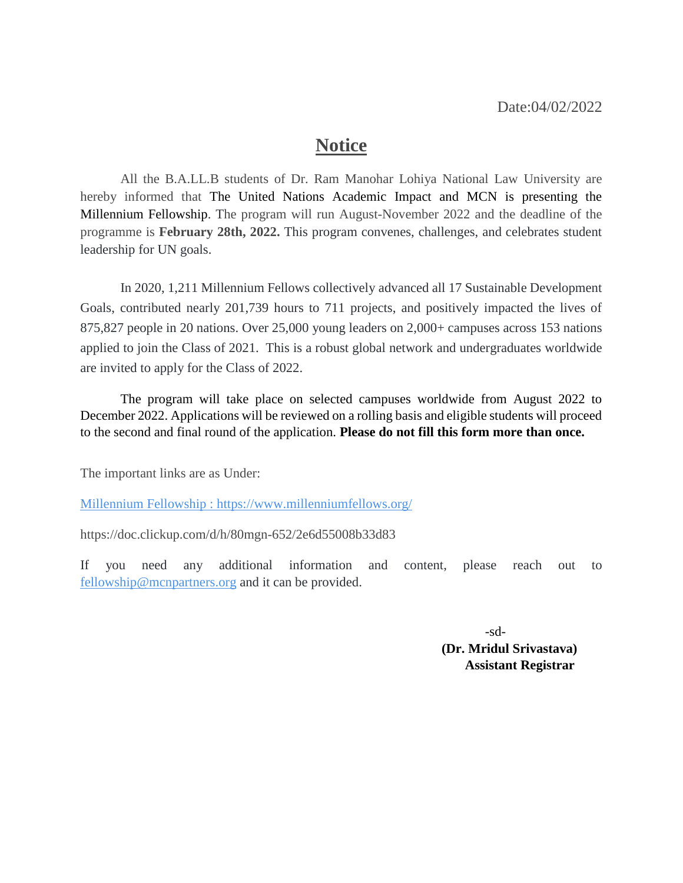Date:04/02/2022

# Notice

All the B.A.LL.B students of Dr. Ram Manohar Lohiya National Law University are hereby informed that The United Nations Academic Impact and MCN is presenting the Millennium Fellowship. The program will run August-November 2022 and the deadline of the programme is **February 28th, 2022.** This program convenes, challenges, and celebrates student leadership for UN goals.

In 2020, 1,211 Millennium Fellows collectively advanced all 17 Sustainable Development Goals, contributed nearly 201,739 hours to 711 projects, and positively impacted the lives of 875,827 people in 20 nations. Over 25,000 young leaders on 2,000+ campuses across 153 nations applied to join the Class of 2021. This is a robust global network and undergraduates worldwide are invited to apply for the Class of 2022.

The program will take place on selected campuses worldwide from August 2022 to December 2022. Applications will be reviewed on a rolling basis and eligible students will proceed to the second and final round of the application. **Please do not fill this form more than once.**

The important links are as Under:

Millennium Fellowship : https://www.millenniumfellows.org/

https://doc.clickup.com/d/h/80mgn-652/2e6d55008b33d83

If you need any additional information and content, please reach out to fellowship@mcnpartners.org and it can be provided.

-sd-

**(Dr. Mridul Srivastava)**

**Assistant Registrar**